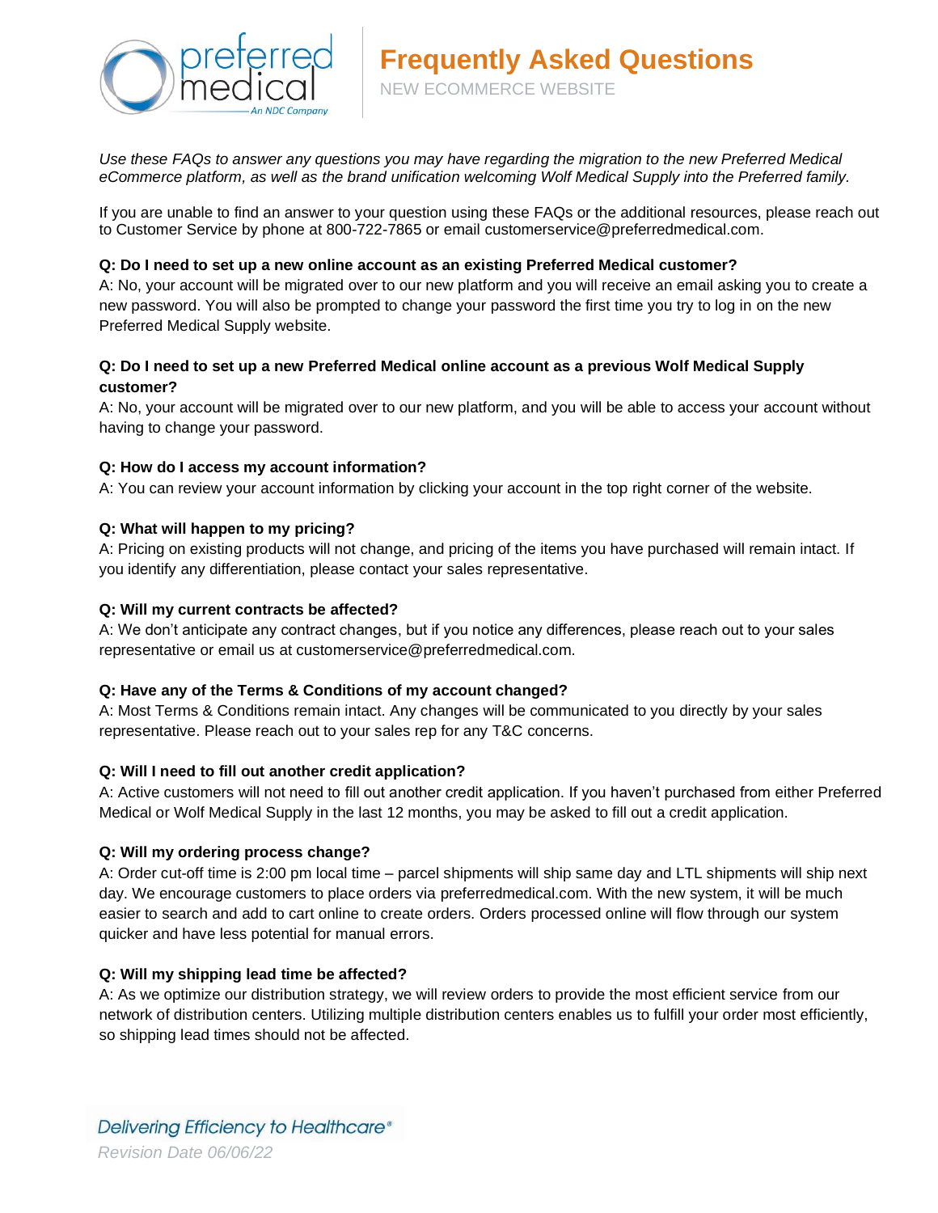# Frequently Asked Questions

NEW ECOMMERCE WEBSITE

*Use these FAQs to answer any questions you may have regarding the migration to the new Preferred Medical eCommerce platform, as well as the brand unification welcoming Wolf Medical Supply into the Preferred family.*

If you are unable to find an answer to your question using these FAQs or the additional resources, please reach out to Customer Service by phone at 800-722-7865 or email customerservice@preferredmedical.com.

**Q: Do I need to set up a new online account as an existing Preferred Medical customer?**

A: No, your account will be migrated over to our new platform and you will receive an email asking you to create a new password. You will also be prompted to change your password the first time you try to log in on the new Preferred Medical Supply website.

**Q: Do I need to set up a new Preferred Medical online account as a previous Wolf Medical Supply customer?**

A: No, your account will be migrated over to our new platform, and you will be able to access your account without having to change your password.

**Q: How do I access my account information?**

A: You can review your account information by clicking your account in the top right corner of the website.

**Q: What will happen to my pricing?**

A: Pricing on existing products will not change, and pricing of the items you have purchased will remain intact. If you identify any differentiation, please contact your sales representative.

**Q: Will my current contracts be affected?**

A: We don't anticipate any contract changes, but if you notice any differences, please reach out to your sales representative or email us at customerservice@preferredmedical.com.

**Q: Have any of the Terms & Conditions of my account changed?**

A: Most Terms & Conditions remain intact. Any changes will be communicated to you directly by your sales representative. Please reach out to your sales rep for any T&C concerns.

**Q: Will I need to fill out another credit application?**

A: Active customers will not need to fill out another credit application. If you haven't purchased from either Preferred Medical or Wolf Medical Supply in the last 12 months, you may be asked to fill out a credit application.

**Q: Will my ordering process change?**

A: Order cut-off time is 2:00 pm local time – parcel shipments will ship same day and LTL shipments will ship next day. We encourage customers to place orders via preferredmedical.com. With the new system, it will be much easier to search and add to cart online to create orders. Orders processed online will flow through our system quicker and have less potential for manual errors.

**Q: Will my shipping lead time be affected?**

A: As we optimize our distribution strategy, we will review orders to provide the most efficient service from our network of distribution centers. Utilizing multiple distribution centers enables us to fulfill your order most efficiently, so shipping lead times should not be affected.

*Delivering Efficiency to Healthcare®*

*Revision Date 06/06/22*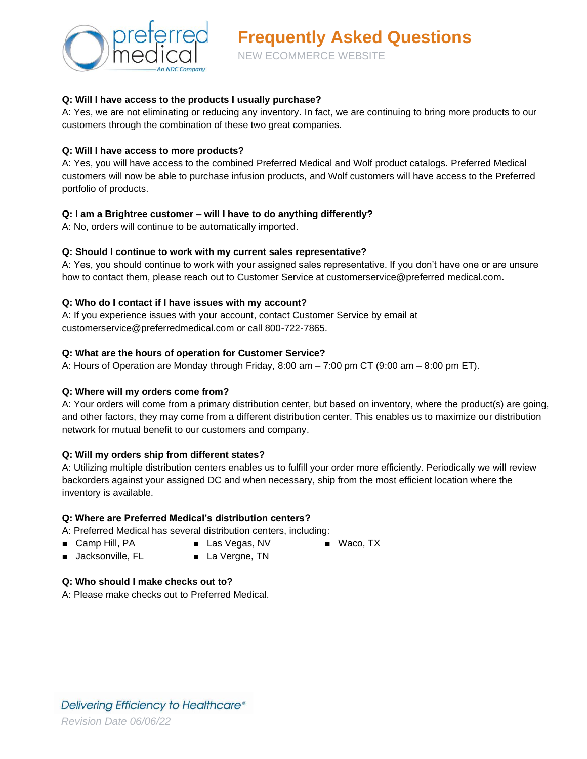# Frequently Asked Questions

NEW ECOMMERCE WEBSITE

**Q: Will I have access to the products I usually purchase?**

A: Yes, we are not eliminating or reducing any inventory. In fact, we are continuing to bring more products to our customers through the combination of these two great companies.

**Q: Will I have access to more products?**

A: Yes, you will have access to the combined Preferred Medical and Wolf product catalogs. Preferred Medical customers will now be able to purchase infusion products, and Wolf customers will have access to the Preferred portfolio of products.

**Q: I am a Brightree customer – will I have to do anything differently?**

A: No, orders will continue to be automatically imported.

**Q: Should I continue to work with my current sales representative?**

A: Yes, you should continue to work with your assigned sales representative. If you don't have one or are unsure how to contact them, please reach out to Customer Service at customerservice@preferred medical.com.

**Q: Who do I contact if I have issues with my account?**

A: If you experience issues with your account, contact Customer Service by email at customerservice@preferredmedical.com or call 800-722-7865.

**Q: What are the hours of operation for Customer Service?**

A: Hours of Operation are Monday through Friday, 8:00 am – 7:00 pm CT (9:00 am – 8:00 pm ET).

**Q: Where will my orders come from?**

A: Your orders will come from a primary distribution center, but based on inventory, where the product(s) are going, and other factors, they may come from a different distribution center. This enables us to maximize our distribution network for mutual benefit to our customers and company.

**Q: Will my orders ship from different states?**

A: Utilizing multiple distribution centers enables us to fulfill your order more efficiently. Periodically we will review backorders against your assigned DC and when necessary, ship from the most efficient location where the inventory is available.

**Q: Where are Preferred Medical's distribution centers?**

A: Preferred Medical has several distribution centers, including:

- Camp Hill, PA
- Jacksonville, FL
- Las Vegas, NV
- La Vergne, TN
- Waco, TX

**Q: Who should I make checks out to?**

A: Please make checks out to Preferred Medical.

*Delivering Efficiency to Healthcare®*

*Revision Date 06/06/22*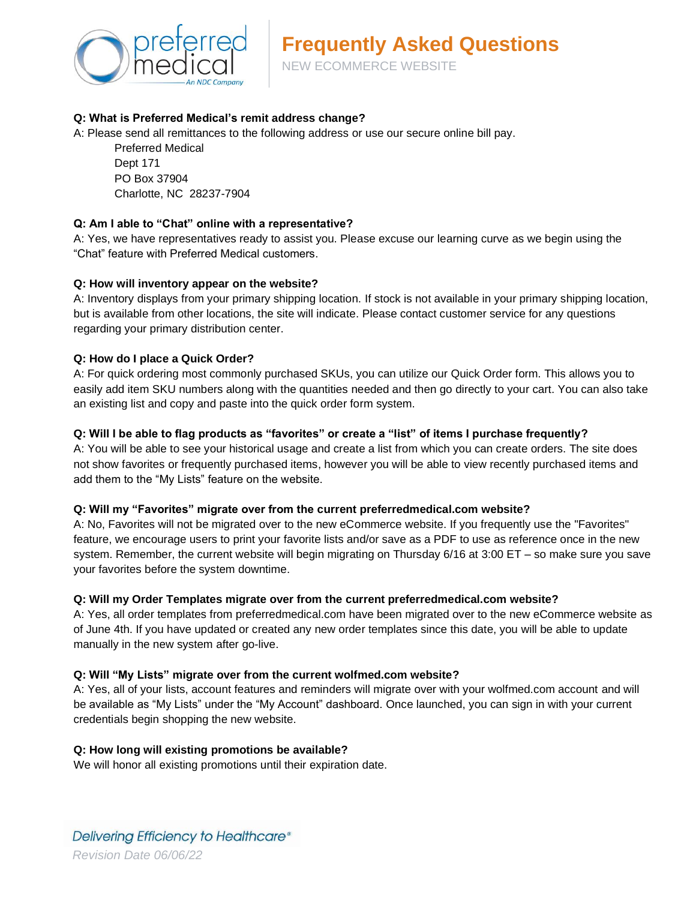# Frequently Asked Questions

NEW ECOMMERCE WEBSITE

**Q: What is Preferred Medical's remit address change?**

A: Please send all remittances to the following address or use our secure online bill pay.

Preferred Medical
Dept 171
PO Box 37904
Charlotte, NC 28237-7904

**Q: Am I able to "Chat" online with a representative?**

A: Yes, we have representatives ready to assist you. Please excuse our learning curve as we begin using the "Chat" feature with Preferred Medical customers.

**Q: How will inventory appear on the website?**

A: Inventory displays from your primary shipping location. If stock is not available in your primary shipping location, but is available from other locations, the site will indicate. Please contact customer service for any questions regarding your primary distribution center.

**Q: How do I place a Quick Order?**

A: For quick ordering most commonly purchased SKUs, you can utilize our Quick Order form. This allows you to easily add item SKU numbers along with the quantities needed and then go directly to your cart. You can also take an existing list and copy and paste into the quick order form system.

**Q: Will I be able to flag products as "favorites" or create a "list" of items I purchase frequently?**

A: You will be able to see your historical usage and create a list from which you can create orders. The site does not show favorites or frequently purchased items, however you will be able to view recently purchased items and add them to the "My Lists" feature on the website.

**Q: Will my "Favorites" migrate over from the current preferredmedical.com website?**

A: No, Favorites will not be migrated over to the new eCommerce website. If you frequently use the "Favorites" feature, we encourage users to print your favorite lists and/or save as a PDF to use as reference once in the new system. Remember, the current website will begin migrating on Thursday 6/16 at 3:00 ET – so make sure you save your favorites before the system downtime.

**Q: Will my Order Templates migrate over from the current preferredmedical.com website?**

A: Yes, all order templates from preferredmedical.com have been migrated over to the new eCommerce website as of June 4th. If you have updated or created any new order templates since this date, you will be able to update manually in the new system after go-live.

**Q: Will "My Lists" migrate over from the current wolfmed.com website?**

A: Yes, all of your lists, account features and reminders will migrate over with your wolfmed.com account and will be available as "My Lists" under the "My Account" dashboard. Once launched, you can sign in with your current credentials begin shopping the new website.

**Q: How long will existing promotions be available?**

We will honor all existing promotions until their expiration date.

*Delivering Efficiency to Healthcare®*

*Revision Date 06/06/22*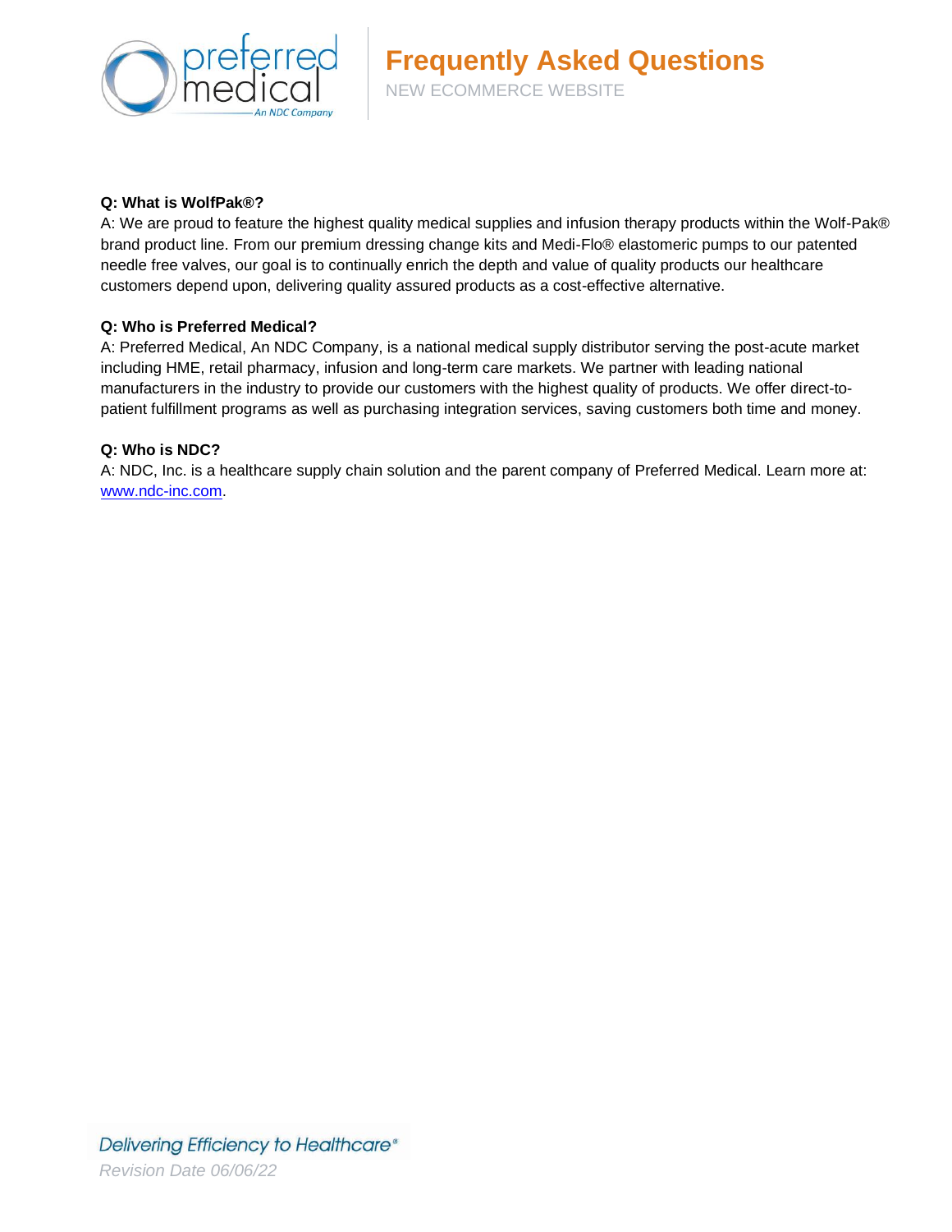**Q: What is WolfPak®?**
A: We are proud to feature the highest quality medical supplies and infusion therapy products within the Wolf-Pak® brand product line. From our premium dressing change kits and Medi-Flo® elastomeric pumps to our patented needle free valves, our goal is to continually enrich the depth and value of quality products our healthcare customers depend upon, delivering quality assured products as a cost-effective alternative.

**Q: Who is Preferred Medical?**
A: Preferred Medical, An NDC Company, is a national medical supply distributor serving the post-acute market including HME, retail pharmacy, infusion and long-term care markets. We partner with leading national manufacturers in the industry to provide our customers with the highest quality of products. We offer direct-to-patient fulfillment programs as well as purchasing integration services, saving customers both time and money.

**Q: Who is NDC?**
A: NDC, Inc. is a healthcare supply chain solution and the parent company of Preferred Medical. Learn more at: www.ndc-inc.com.